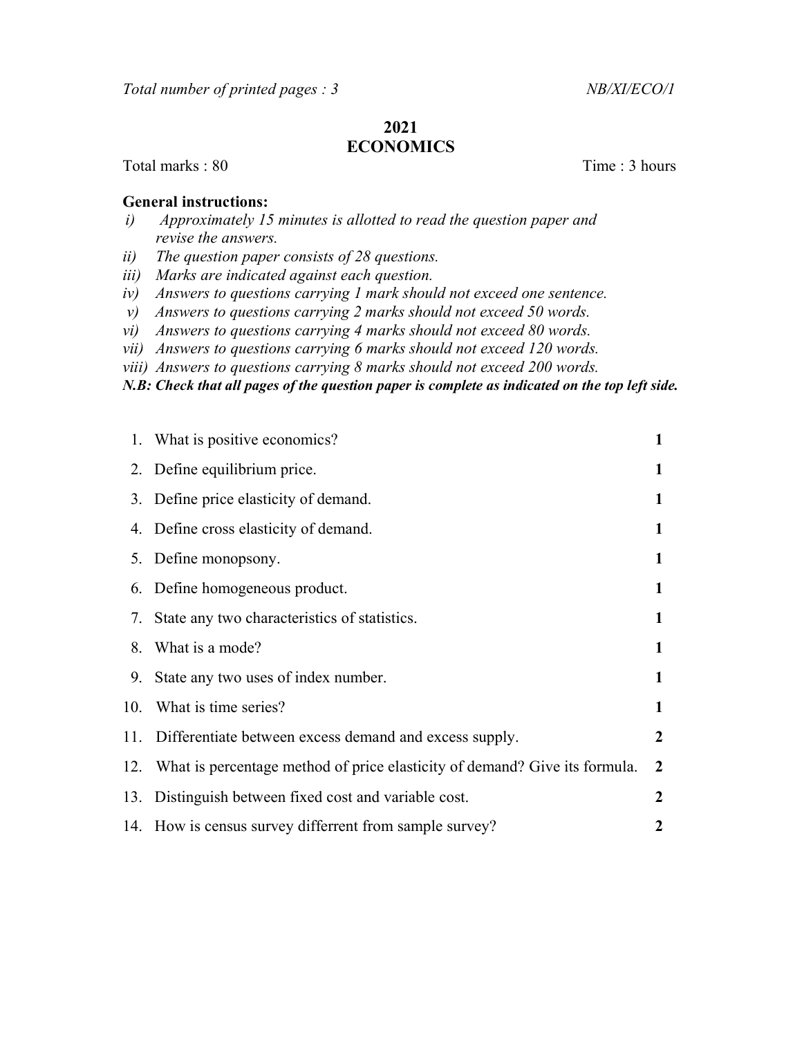*Total number of printed pages : 3* *NB/XI/ECO/1*

# 2021
# ECONOMICS

Total marks : 80 Time : 3 hours

**General instructions:**

i) *Approximately 15 minutes is allotted to read the question paper and revise the answers.*
ii) *The question paper consists of 28 questions.*
iii) *Marks are indicated against each question.*
iv) *Answers to questions carrying 1 mark should not exceed one sentence.*
v) *Answers to questions carrying 2 marks should not exceed 50 words.*
vi) *Answers to questions carrying 4 marks should not exceed 80 words.*
vii) *Answers to questions carrying 6 marks should not exceed 120 words.*
viii) *Answers to questions carrying 8 marks should not exceed 200 words.*

***N.B: Check that all pages of the question paper is complete as indicated on the top left side.***

1. What is positive economics? **1**
2. Define equilibrium price. **1**
3. Define price elasticity of demand. **1**
4. Define cross elasticity of demand. **1**
5. Define monopsony. **1**
6. Define homogeneous product. **1**
7. State any two characteristics of statistics. **1**
8. What is a mode? **1**
9. State any two uses of index number. **1**
10. What is time series? **1**
11. Differentiate between excess demand and excess supply. **2**
12. What is percentage method of price elasticity of demand? Give its formula. **2**
13. Distinguish between fixed cost and variable cost. **2**
14. How is census survey differrent from sample survey? **2**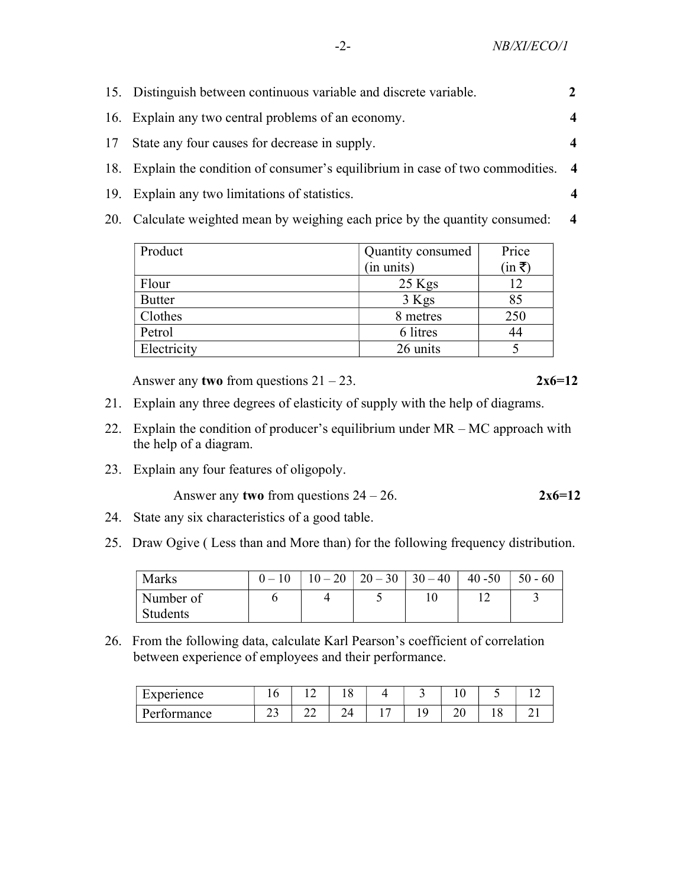15. Distinguish between continuous variable and discrete variable. **2**

16. Explain any two central problems of an economy. **4**

17 State any four causes for decrease in supply. **4**

18. Explain the condition of consumer's equilibrium in case of two commodities. **4**

19. Explain any two limitations of statistics. **4**

20. Calculate weighted mean by weighing each price by the quantity consumed: **4**

| Product | Quantity consumed (in units) | Price (in ₹) |
|---|---|---|
| Flour | 25 Kgs | 12 |
| Butter | 3 Kgs | 85 |
| Clothes | 8 metres | 250 |
| Petrol | 6 litres | 44 |
| Electricity | 26 units | 5 |

Answer any **two** from questions 21 – 23. **2x6=12**

21. Explain any three degrees of elasticity of supply with the help of diagrams.

22. Explain the condition of producer's equilibrium under MR – MC approach with the help of a diagram.

23. Explain any four features of oligopoly.

Answer any **two** from questions 24 – 26. **2x6=12**

24. State any six characteristics of a good table.

25. Draw Ogive ( Less than and More than) for the following frequency distribution.

| Marks | 0 – 10 | 10 – 20 | 20 – 30 | 30 – 40 | 40 -50 | 50 - 60 |
|---|---|---|---|---|---|---|
| Number of Students | 6 | 4 | 5 | 10 | 12 | 3 |

26. From the following data, calculate Karl Pearson's coefficient of correlation between experience of employees and their performance.

| Experience | 16 | 12 | 18 | 4 | 3 | 10 | 5 | 12 |
|---|---|---|---|---|---|---|---|---|
| Performance | 23 | 22 | 24 | 17 | 19 | 20 | 18 | 21 |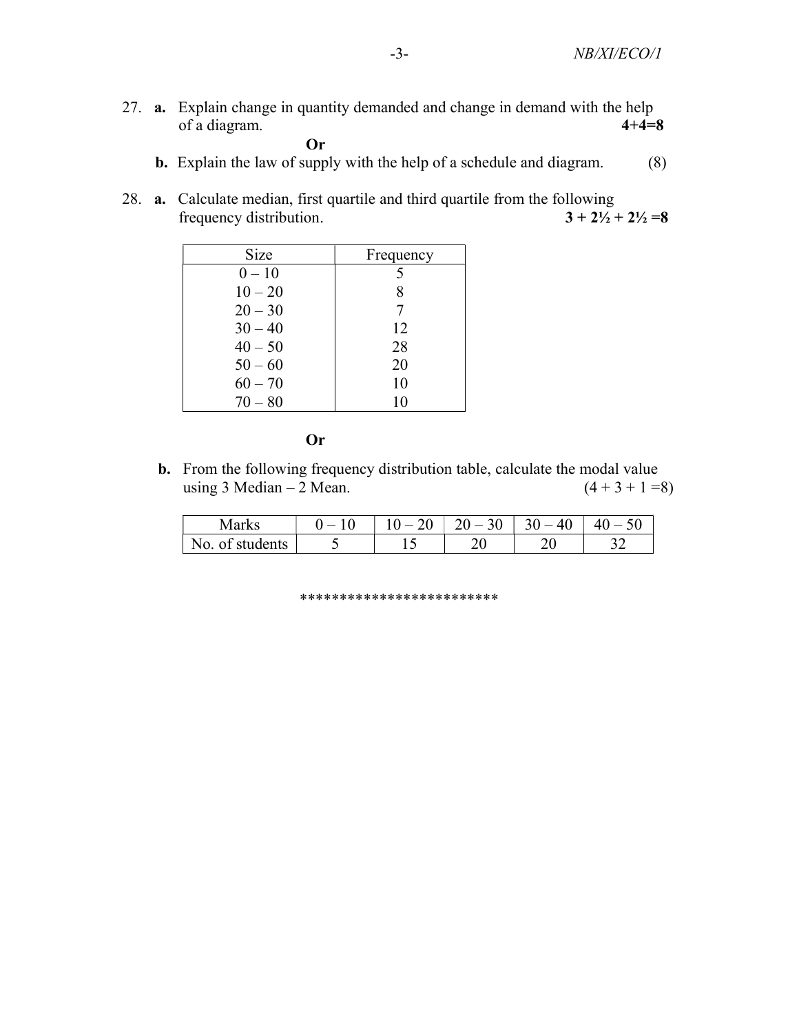27. **a.** Explain change in quantity demanded and change in demand with the help of a diagram. **4+4=8**

**Or**

**b.** Explain the law of supply with the help of a schedule and diagram. (8)

28. **a.** Calculate median, first quartile and third quartile from the following frequency distribution. **3 + 2½ + 2½ =8**

| Size | Frequency |
|---|---|
| 0 – 10 | 5 |
| 10 – 20 | 8 |
| 20 – 30 | 7 |
| 30 – 40 | 12 |
| 40 – 50 | 28 |
| 50 – 60 | 20 |
| 60 – 70 | 10 |
| 70 – 80 | 10 |

**Or**

**b.** From the following frequency distribution table, calculate the modal value using 3 Median – 2 Mean. (4 + 3 + 1 =8)

| Marks | 0 – 10 | 10 – 20 | 20 – 30 | 30 – 40 | 40 – 50 |
|---|---|---|---|---|---|
| No. of students | 5 | 15 | 20 | 20 | 32 |

*************************